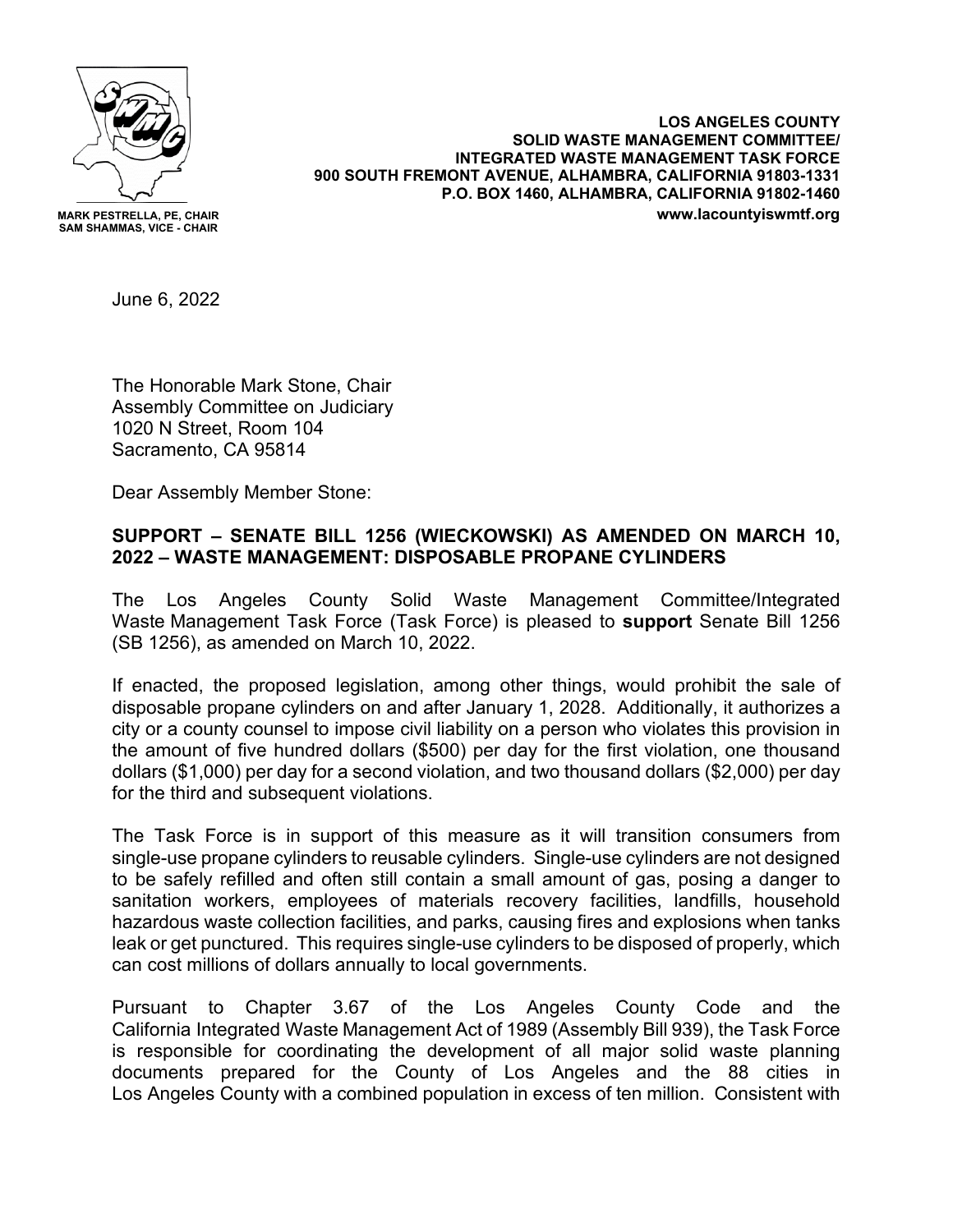MARK PESTRELLA, PE, CHAIR
SAM SHAMMAS, VICE - CHAIR

**LOS ANGELES COUNTY**
**SOLID WASTE MANAGEMENT COMMITTEE/**
**INTEGRATED WASTE MANAGEMENT TASK FORCE**
**900 SOUTH FREMONT AVENUE, ALHAMBRA, CALIFORNIA 91803-1331**
**P.O. BOX 1460, ALHAMBRA, CALIFORNIA 91802-1460**
**www.lacountyiswmtf.org**

June 6, 2022

The Honorable Mark Stone, Chair
Assembly Committee on Judiciary
1020 N Street, Room 104
Sacramento, CA 95814

Dear Assembly Member Stone:

**SUPPORT – SENATE BILL 1256 (WIECKOWSKI) AS AMENDED ON MARCH 10, 2022 – WASTE MANAGEMENT: DISPOSABLE PROPANE CYLINDERS**

The Los Angeles County Solid Waste Management Committee/Integrated Waste Management Task Force (Task Force) is pleased to **support** Senate Bill 1256 (SB 1256), as amended on March 10, 2022.

If enacted, the proposed legislation, among other things, would prohibit the sale of disposable propane cylinders on and after January 1, 2028. Additionally, it authorizes a city or a county counsel to impose civil liability on a person who violates this provision in the amount of five hundred dollars ($500) per day for the first violation, one thousand dollars ($1,000) per day for a second violation, and two thousand dollars ($2,000) per day for the third and subsequent violations.

The Task Force is in support of this measure as it will transition consumers from single-use propane cylinders to reusable cylinders. Single-use cylinders are not designed to be safely refilled and often still contain a small amount of gas, posing a danger to sanitation workers, employees of materials recovery facilities, landfills, household hazardous waste collection facilities, and parks, causing fires and explosions when tanks leak or get punctured. This requires single-use cylinders to be disposed of properly, which can cost millions of dollars annually to local governments.

Pursuant to Chapter 3.67 of the Los Angeles County Code and the California Integrated Waste Management Act of 1989 (Assembly Bill 939), the Task Force is responsible for coordinating the development of all major solid waste planning documents prepared for the County of Los Angeles and the 88 cities in Los Angeles County with a combined population in excess of ten million. Consistent with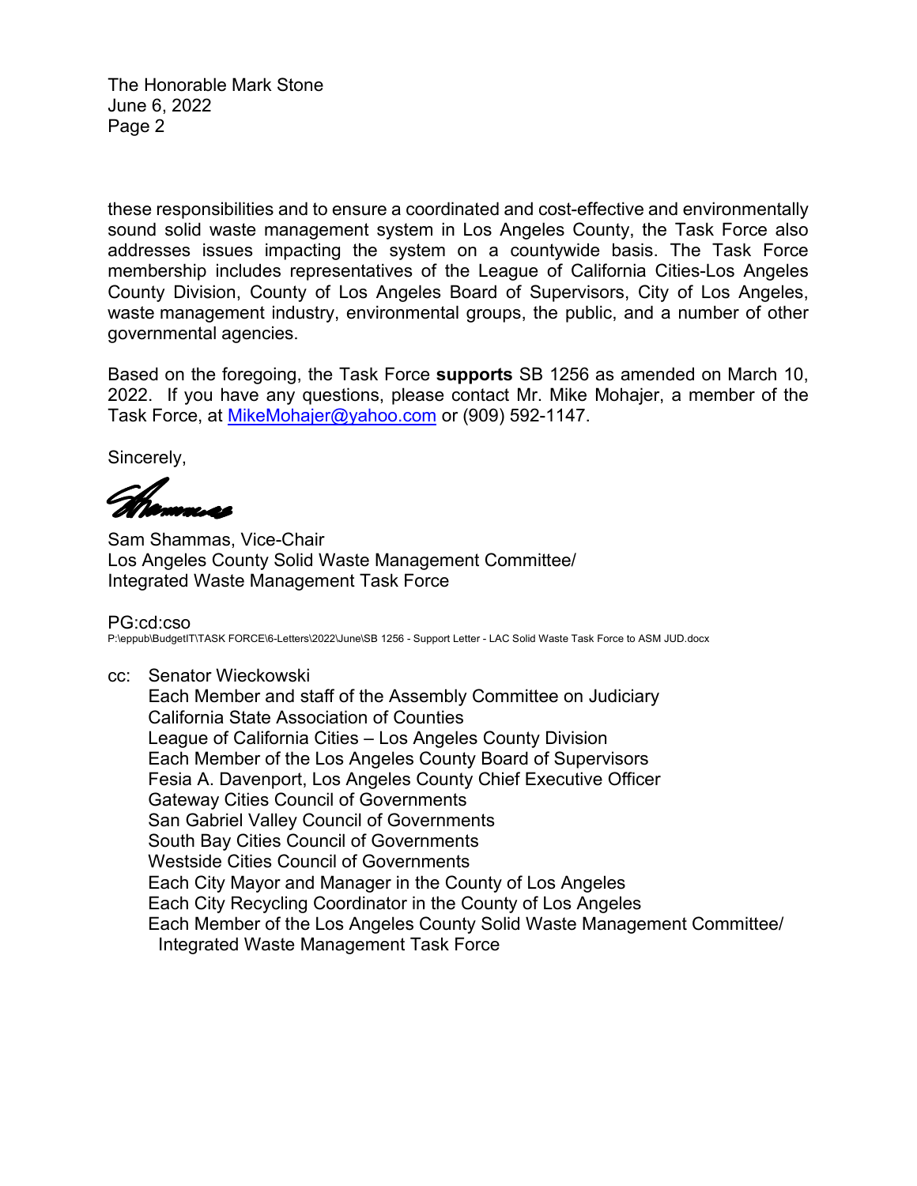these responsibilities and to ensure a coordinated and cost-effective and environmentally sound solid waste management system in Los Angeles County, the Task Force also addresses issues impacting the system on a countywide basis. The Task Force membership includes representatives of the League of California Cities-Los Angeles County Division, County of Los Angeles Board of Supervisors, City of Los Angeles, waste management industry, environmental groups, the public, and a number of other governmental agencies.

Based on the foregoing, the Task Force **supports** SB 1256 as amended on March 10, 2022. If you have any questions, please contact Mr. Mike Mohajer, a member of the Task Force, at MikeMohajer@yahoo.com or (909) 592-1147.

Sincerely,

Sam Shammas, Vice-Chair
Los Angeles County Solid Waste Management Committee/
Integrated Waste Management Task Force

PG:cd:cso
P:\eppub\BudgetIT\TASK FORCE\6-Letters\2022\June\SB 1256 - Support Letter - LAC Solid Waste Task Force to ASM JUD.docx

cc: Senator Wieckowski
Each Member and staff of the Assembly Committee on Judiciary
California State Association of Counties
League of California Cities – Los Angeles County Division
Each Member of the Los Angeles County Board of Supervisors
Fesia A. Davenport, Los Angeles County Chief Executive Officer
Gateway Cities Council of Governments
San Gabriel Valley Council of Governments
South Bay Cities Council of Governments
Westside Cities Council of Governments
Each City Mayor and Manager in the County of Los Angeles
Each City Recycling Coordinator in the County of Los Angeles
Each Member of the Los Angeles County Solid Waste Management Committee/
Integrated Waste Management Task Force